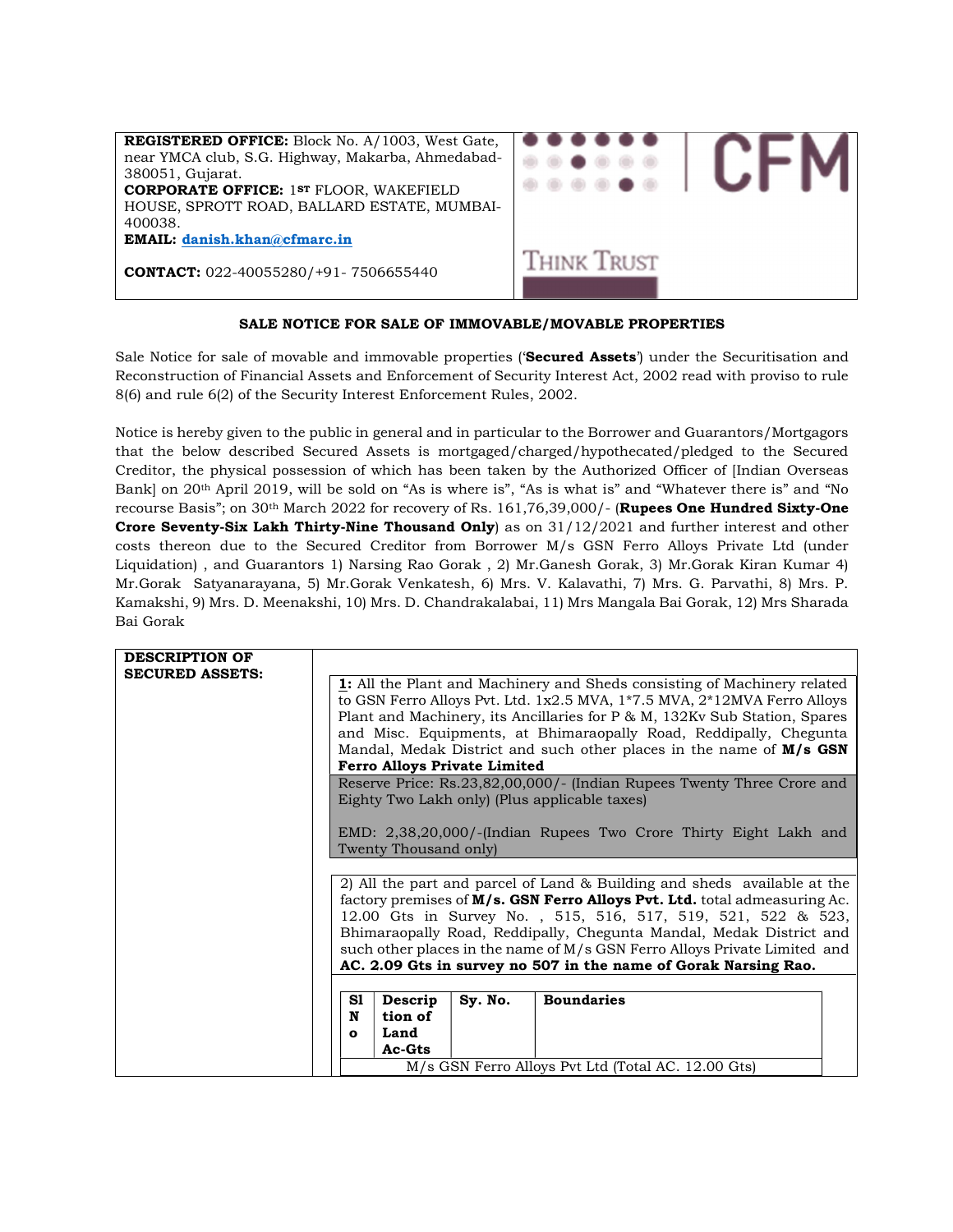**REGISTERED OFFICE:** Block No. A/1003, West Gate, near YMCA club, S.G. Highway, Makarba, Ahmedabad-380051, Gujarat.
**CORPORATE OFFICE:** 1ST FLOOR, WAKEFIELD HOUSE, SPROTT ROAD, BALLARD ESTATE, MUMBAI-400038.
**EMAIL:** danish.khan@cfmarc.in

**CONTACT:** 022-40055280/+91- 7506655440

CFM

THINK TRUST

## SALE NOTICE FOR SALE OF IMMOVABLE/MOVABLE PROPERTIES

Sale Notice for sale of movable and immovable properties ('**Secured Assets**') under the Securitisation and Reconstruction of Financial Assets and Enforcement of Security Interest Act, 2002 read with proviso to rule 8(6) and rule 6(2) of the Security Interest Enforcement Rules, 2002.

Notice is hereby given to the public in general and in particular to the Borrower and Guarantors/Mortgagors that the below described Secured Assets is mortgaged/charged/hypothecated/pledged to the Secured Creditor, the physical possession of which has been taken by the Authorized Officer of [Indian Overseas Bank] on 20th April 2019, will be sold on "As is where is", "As is what is" and "Whatever there is" and "No recourse Basis"; on 30th March 2022 for recovery of Rs. 161,76,39,000/- (**Rupees One Hundred Sixty-One Crore Seventy-Six Lakh Thirty-Nine Thousand Only**) as on 31/12/2021 and further interest and other costs thereon due to the Secured Creditor from Borrower M/s GSN Ferro Alloys Private Ltd (under Liquidation) , and Guarantors 1) Narsing Rao Gorak , 2) Mr.Ganesh Gorak, 3) Mr.Gorak Kiran Kumar 4) Mr.Gorak Satyanarayana, 5) Mr.Gorak Venkatesh, 6) Mrs. V. Kalavathi, 7) Mrs. G. Parvathi, 8) Mrs. P. Kamakshi, 9) Mrs. D. Meenakshi, 10) Mrs. D. Chandrakalabai, 11) Mrs Mangala Bai Gorak, 12) Mrs Sharada Bai Gorak

**DESCRIPTION OF SECURED ASSETS:**

**1:** All the Plant and Machinery and Sheds consisting of Machinery related to GSN Ferro Alloys Pvt. Ltd. 1x2.5 MVA, 1*7.5 MVA, 2*12MVA Ferro Alloys Plant and Machinery, its Ancillaries for P & M, 132Kv Sub Station, Spares and Misc. Equipments, at Bhimaraopally Road, Reddipally, Chegunta Mandal, Medak District and such other places in the name of **M/s GSN Ferro Alloys Private Limited**

Reserve Price: Rs.23,82,00,000/- (Indian Rupees Twenty Three Crore and Eighty Two Lakh only) (Plus applicable taxes)

EMD: 2,38,20,000/-(Indian Rupees Two Crore Thirty Eight Lakh and Twenty Thousand only)

2) All the part and parcel of Land & Building and sheds available at the factory premises of **M/s. GSN Ferro Alloys Pvt. Ltd.** total admeasuring Ac. 12.00 Gts in Survey No. , 515, 516, 517, 519, 521, 522 & 523, Bhimaraopally Road, Reddipally, Chegunta Mandal, Medak District and such other places in the name of M/s GSN Ferro Alloys Private Limited and **AC. 2.09 Gts in survey no 507 in the name of Gorak Narsing Rao.**

| Sl No | Description of Land Ac-Gts | Sy. No. | Boundaries |
|---|---|---|---|
| M/s GSN Ferro Alloys Pvt Ltd (Total AC. 12.00 Gts) | | | |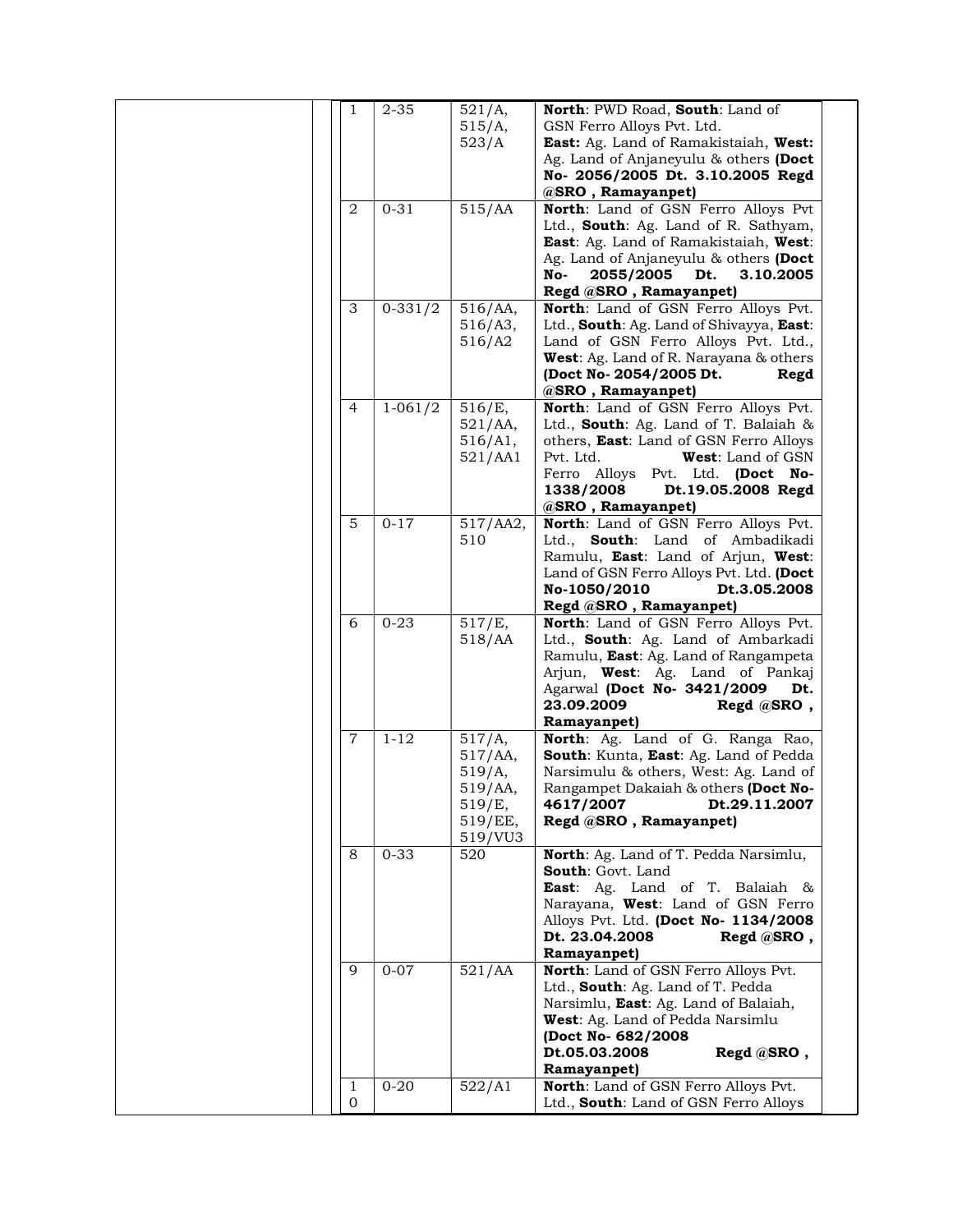| | | | |
|---|---|---|---|
| 1 | 2-35 | 521/A, 515/A, 523/A | **North**: PWD Road, **South**: Land of GSN Ferro Alloys Pvt. Ltd. **East:** Ag. Land of Ramakistaiah, **West:** Ag. Land of Anjaneyulu & others **(Doct No- 2056/2005 Dt. 3.10.2005 Regd @SRO , Ramayanpet)** |
| 2 | 0-31 | 515/AA | **North**: Land of GSN Ferro Alloys Pvt Ltd., **South**: Ag. Land of R. Sathyam, **East**: Ag. Land of Ramakistaiah, **West**: Ag. Land of Anjaneyulu & others **(Doct No- 2055/2005 Dt. 3.10.2005 Regd @SRO , Ramayanpet)** |
| 3 | 0-331/2 | 516/AA, 516/A3, 516/A2 | **North**: Land of GSN Ferro Alloys Pvt. Ltd., **South**: Ag. Land of Shivayya, **East**: Land of GSN Ferro Alloys Pvt. Ltd., **West**: Ag. Land of R. Narayana & others **(Doct No- 2054/2005 Dt. Regd @SRO , Ramayanpet)** |
| 4 | 1-061/2 | 516/E, 521/AA, 516/A1, 521/AA1 | **North**: Land of GSN Ferro Alloys Pvt. Ltd., **South**: Ag. Land of T. Balaiah & others, **East**: Land of GSN Ferro Alloys Pvt. Ltd. **West**: Land of GSN Ferro Alloys Pvt. Ltd. **(Doct No- 1338/2008 Dt.19.05.2008 Regd @SRO , Ramayanpet)** |
| 5 | 0-17 | 517/AA2, 510 | **North**: Land of GSN Ferro Alloys Pvt. Ltd., **South**: Land of Ambadikadi Ramulu, **East**: Land of Arjun, **West**: Land of GSN Ferro Alloys Pvt. Ltd. **(Doct No-1050/2010 Dt.3.05.2008 Regd @SRO , Ramayanpet)** |
| 6 | 0-23 | 517/E, 518/AA | **North**: Land of GSN Ferro Alloys Pvt. Ltd., **South**: Ag. Land of Ambarkadi Ramulu, **East**: Ag. Land of Rangampeta Arjun, **West**: Ag. Land of Pankaj Agarwal **(Doct No- 3421/2009 Dt. 23.09.2009 Regd @SRO , Ramayanpet)** |
| 7 | 1-12 | 517/A, 517/AA, 519/A, 519/AA, 519/E, 519/EE, 519/VU3 | **North**: Ag. Land of G. Ranga Rao, **South**: Kunta, **East**: Ag. Land of Pedda Narsimulu & others, West: Ag. Land of Rangampet Dakaiah & others **(Doct No- 4617/2007 Dt.29.11.2007 Regd @SRO , Ramayanpet)** |
| 8 | 0-33 | 520 | **North**: Ag. Land of T. Pedda Narsimlu, **South**: Govt. Land **East**: Ag. Land of T. Balaiah & Narayana, **West**: Land of GSN Ferro Alloys Pvt. Ltd. **(Doct No- 1134/2008 Dt. 23.04.2008 Regd @SRO , Ramayanpet)** |
| 9 | 0-07 | 521/AA | **North**: Land of GSN Ferro Alloys Pvt. Ltd., **South**: Ag. Land of T. Pedda Narsimlu, **East**: Ag. Land of Balaiah, **West**: Ag. Land of Pedda Narsimlu **(Doct No- 682/2008 Dt.05.03.2008 Regd @SRO , Ramayanpet)** |
| 10 | 0-20 | 522/A1 | **North**: Land of GSN Ferro Alloys Pvt. Ltd., **South**: Land of GSN Ferro Alloys |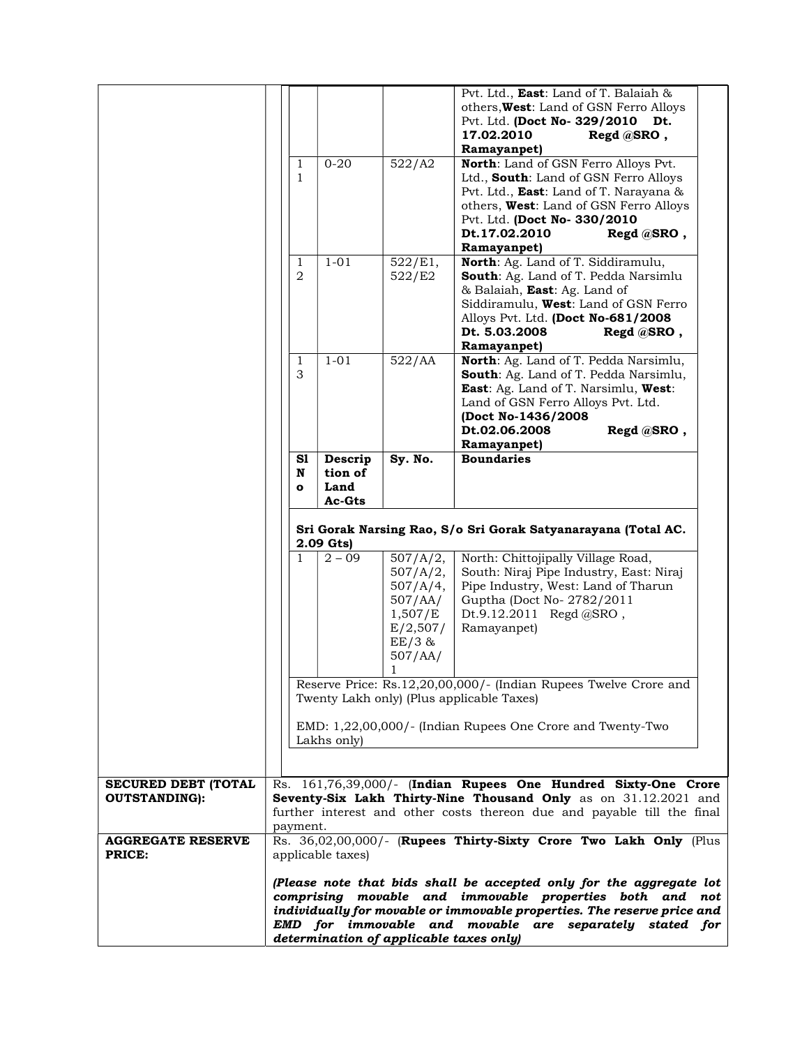| | | | |
|---|---|---|---|
| | | | Pvt. Ltd., **East**: Land of T. Balaiah & others, **West**: Land of GSN Ferro Alloys Pvt. Ltd. **(Doct No- 329/2010 Dt. 17.02.2010 Regd @SRO , Ramayanpet)** |
| 11 | 0-20 | 522/A2 | **North**: Land of GSN Ferro Alloys Pvt. Ltd., **South**: Land of GSN Ferro Alloys Pvt. Ltd., **East**: Land of T. Narayana & others, **West**: Land of GSN Ferro Alloys Pvt. Ltd. **(Doct No- 330/2010 Dt.17.02.2010 Regd @SRO , Ramayanpet)** |
| 12 | 1-01 | 522/E1, 522/E2 | **North**: Ag. Land of T. Siddiramulu, **South**: Ag. Land of T. Pedda Narsimlu & Balaiah, **East**: Ag. Land of Siddiramulu, **West**: Land of GSN Ferro Alloys Pvt. Ltd. **(Doct No-681/2008 Dt. 5.03.2008 Regd @SRO , Ramayanpet)** |
| 13 | 1-01 | 522/AA | **North**: Ag. Land of T. Pedda Narsimlu, **South**: Ag. Land of T. Pedda Narsimlu, **East**: Ag. Land of T. Narsimlu, **West**: Land of GSN Ferro Alloys Pvt. Ltd. **(Doct No-1436/2008 Dt.02.06.2008 Regd @SRO , Ramayanpet)** |

| **Sl No** | **Description of Land Ac-Gts** | **Sy. No.** | **Boundaries** |
|---|---|---|---|
| **Sri Gorak Narsing Rao, S/o Sri Gorak Satyanarayana (Total AC. 2.09 Gts)** | | | |
| 1 | 2 – 09 | 507/A/2, 507/A/2, 507/A/4, 507/AA/1,507/EE/2,507/EE/3 & 507/AA/1 | North: Chittojipally Village Road, South: Niraj Pipe Industry, East: Niraj Pipe Industry, West: Land of Tharun Guptha (Doct No- 2782/2011 Dt.9.12.2011 Regd @SRO , Ramayanpet) |

Reserve Price: Rs.12,20,00,000/- (Indian Rupees Twelve Crore and Twenty Lakh only) (Plus applicable Taxes)

EMD: 1,22,00,000/- (Indian Rupees One Crore and Twenty-Two Lakhs only)

| | |
|---|---|
| **SECURED DEBT (TOTAL OUTSTANDING):** | Rs. 161,76,39,000/- (**Indian Rupees One Hundred Sixty-One Crore Seventy-Six Lakh Thirty-Nine Thousand Only** as on 31.12.2021 and further interest and other costs thereon due and payable till the final payment. |
| **AGGREGATE RESERVE PRICE:** | Rs. 36,02,00,000/- (**Rupees Thirty-Sixty Crore Two Lakh Only** (Plus applicable taxes)<br><br>***(Please note that bids shall be accepted only for the aggregate lot comprising movable and immovable properties both and not individually for movable or immovable properties. The reserve price and EMD for immovable and movable are separately stated for determination of applicable taxes only)*** |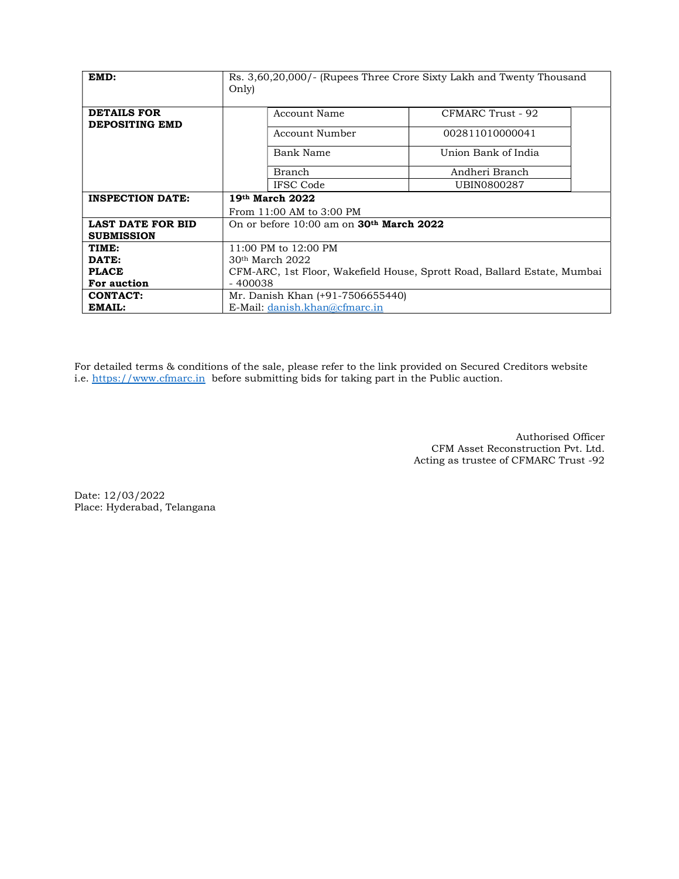| | |
|---|---|
| **EMD:** | Rs. 3,60,20,000/- (Rupees Three Crore Sixty Lakh and Twenty Thousand Only) |
| **DETAILS FOR DEPOSITING EMD** | Account Name: CFMARC Trust - 92<br>Account Number: 002811010000041<br>Bank Name: Union Bank of India<br>Branch: Andheri Branch<br>IFSC Code: UBIN0800287 |
| **INSPECTION DATE:** | **19th March 2022**<br>From 11:00 AM to 3:00 PM |
| **LAST DATE FOR BID SUBMISSION** | On or before 10:00 am on **30th March 2022** |
| **TIME:**<br>**DATE:**<br>**PLACE For auction** | 11:00 PM to 12:00 PM<br>30th March 2022<br>CFM-ARC, 1st Floor, Wakefield House, Sprott Road, Ballard Estate, Mumbai - 400038 |
| **CONTACT:**<br>**EMAIL:** | Mr. Danish Khan (+91-7506655440)<br>E-Mail: danish.khan@cfmarc.in |

For detailed terms & conditions of the sale, please refer to the link provided on Secured Creditors website i.e. https://www.cfmarc.in before submitting bids for taking part in the Public auction.

Authorised Officer
CFM Asset Reconstruction Pvt. Ltd.
Acting as trustee of CFMARC Trust -92

Date: 12/03/2022
Place: Hyderabad, Telangana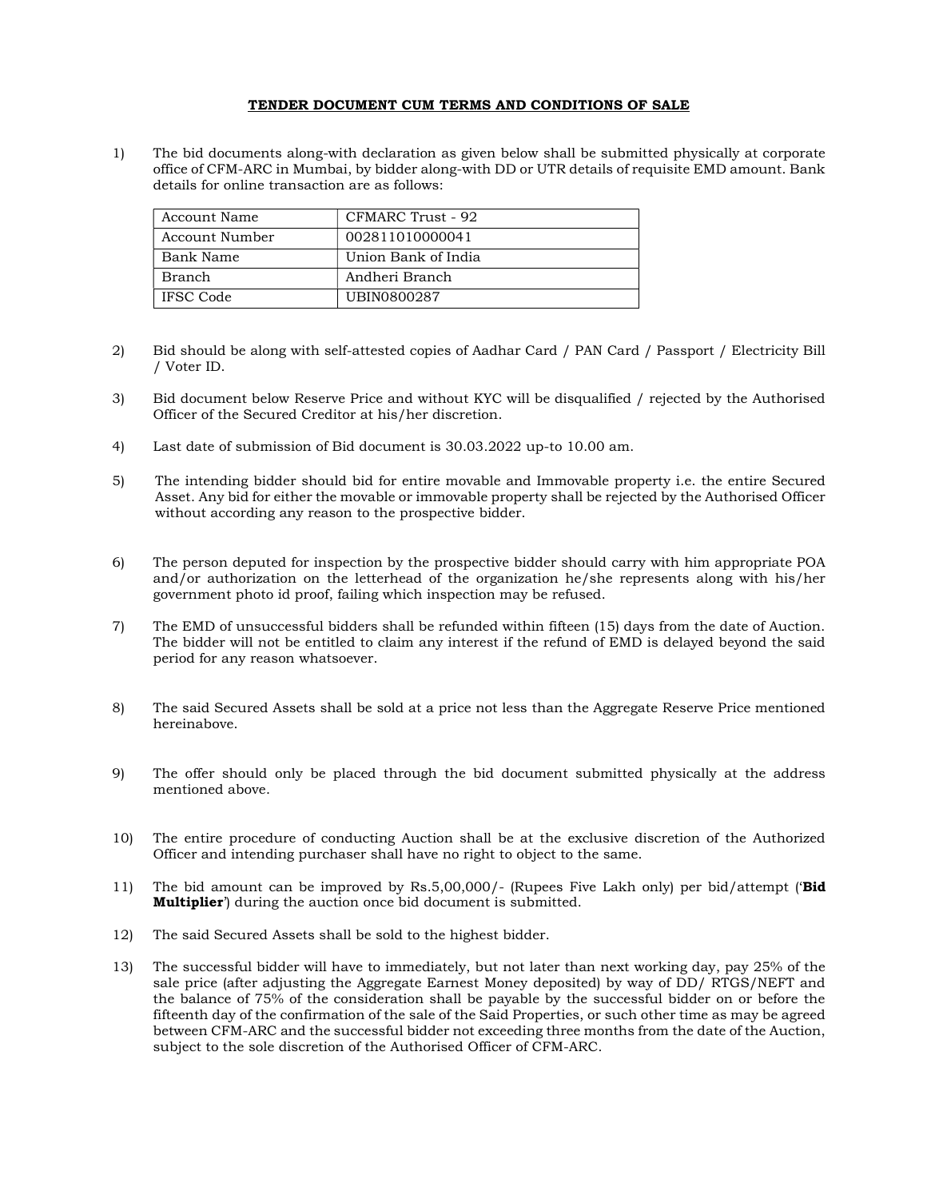## TENDER DOCUMENT CUM TERMS AND CONDITIONS OF SALE

1) The bid documents along-with declaration as given below shall be submitted physically at corporate office of CFM-ARC in Mumbai, by bidder along-with DD or UTR details of requisite EMD amount. Bank details for online transaction are as follows:

| Account Name | CFMARC Trust - 92 |
|---|---|
| Account Number | 002811010000041 |
| Bank Name | Union Bank of India |
| Branch | Andheri Branch |
| IFSC Code | UBIN0800287 |

2) Bid should be along with self-attested copies of Aadhar Card / PAN Card / Passport / Electricity Bill / Voter ID.

3) Bid document below Reserve Price and without KYC will be disqualified / rejected by the Authorised Officer of the Secured Creditor at his/her discretion.

4) Last date of submission of Bid document is 30.03.2022 up-to 10.00 am.

5) The intending bidder should bid for entire movable and Immovable property i.e. the entire Secured Asset. Any bid for either the movable or immovable property shall be rejected by the Authorised Officer without according any reason to the prospective bidder.

6) The person deputed for inspection by the prospective bidder should carry with him appropriate POA and/or authorization on the letterhead of the organization he/she represents along with his/her government photo id proof, failing which inspection may be refused.

7) The EMD of unsuccessful bidders shall be refunded within fifteen (15) days from the date of Auction. The bidder will not be entitled to claim any interest if the refund of EMD is delayed beyond the said period for any reason whatsoever.

8) The said Secured Assets shall be sold at a price not less than the Aggregate Reserve Price mentioned hereinabove.

9) The offer should only be placed through the bid document submitted physically at the address mentioned above.

10) The entire procedure of conducting Auction shall be at the exclusive discretion of the Authorized Officer and intending purchaser shall have no right to object to the same.

11) The bid amount can be improved by Rs.5,00,000/- (Rupees Five Lakh only) per bid/attempt ('**Bid Multiplier**') during the auction once bid document is submitted.

12) The said Secured Assets shall be sold to the highest bidder.

13) The successful bidder will have to immediately, but not later than next working day, pay 25% of the sale price (after adjusting the Aggregate Earnest Money deposited) by way of DD/ RTGS/NEFT and the balance of 75% of the consideration shall be payable by the successful bidder on or before the fifteenth day of the confirmation of the sale of the Said Properties, or such other time as may be agreed between CFM-ARC and the successful bidder not exceeding three months from the date of the Auction, subject to the sole discretion of the Authorised Officer of CFM-ARC.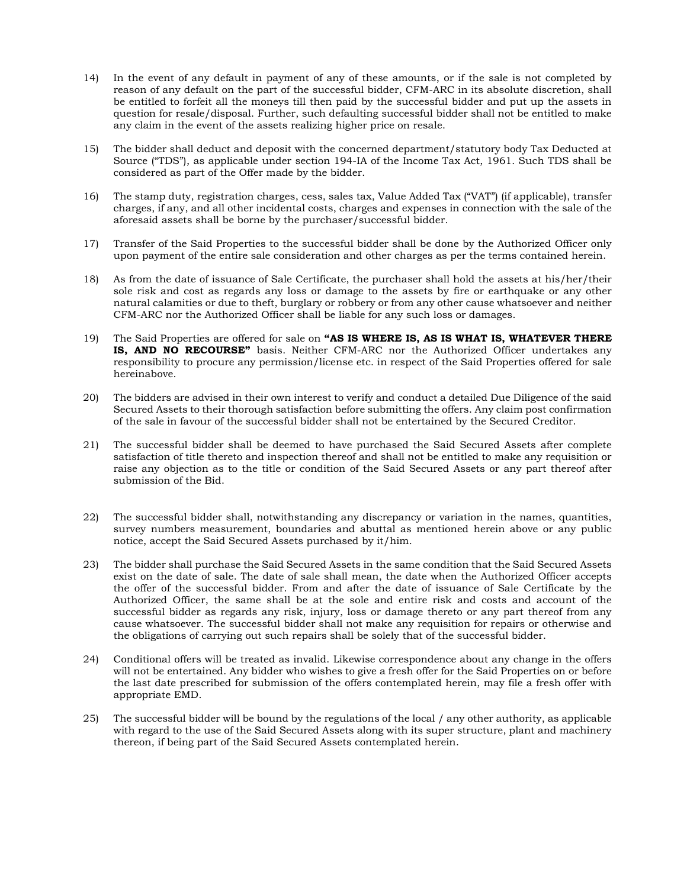14) In the event of any default in payment of any of these amounts, or if the sale is not completed by reason of any default on the part of the successful bidder, CFM-ARC in its absolute discretion, shall be entitled to forfeit all the moneys till then paid by the successful bidder and put up the assets in question for resale/disposal. Further, such defaulting successful bidder shall not be entitled to make any claim in the event of the assets realizing higher price on resale.

15) The bidder shall deduct and deposit with the concerned department/statutory body Tax Deducted at Source ("TDS"), as applicable under section 194-IA of the Income Tax Act, 1961. Such TDS shall be considered as part of the Offer made by the bidder.

16) The stamp duty, registration charges, cess, sales tax, Value Added Tax ("VAT") (if applicable), transfer charges, if any, and all other incidental costs, charges and expenses in connection with the sale of the aforesaid assets shall be borne by the purchaser/successful bidder.

17) Transfer of the Said Properties to the successful bidder shall be done by the Authorized Officer only upon payment of the entire sale consideration and other charges as per the terms contained herein.

18) As from the date of issuance of Sale Certificate, the purchaser shall hold the assets at his/her/their sole risk and cost as regards any loss or damage to the assets by fire or earthquake or any other natural calamities or due to theft, burglary or robbery or from any other cause whatsoever and neither CFM-ARC nor the Authorized Officer shall be liable for any such loss or damages.

19) The Said Properties are offered for sale on **"AS IS WHERE IS, AS IS WHAT IS, WHATEVER THERE IS, AND NO RECOURSE"** basis. Neither CFM-ARC nor the Authorized Officer undertakes any responsibility to procure any permission/license etc. in respect of the Said Properties offered for sale hereinabove.

20) The bidders are advised in their own interest to verify and conduct a detailed Due Diligence of the said Secured Assets to their thorough satisfaction before submitting the offers. Any claim post confirmation of the sale in favour of the successful bidder shall not be entertained by the Secured Creditor.

21) The successful bidder shall be deemed to have purchased the Said Secured Assets after complete satisfaction of title thereto and inspection thereof and shall not be entitled to make any requisition or raise any objection as to the title or condition of the Said Secured Assets or any part thereof after submission of the Bid.

22) The successful bidder shall, notwithstanding any discrepancy or variation in the names, quantities, survey numbers measurement, boundaries and abuttal as mentioned herein above or any public notice, accept the Said Secured Assets purchased by it/him.

23) The bidder shall purchase the Said Secured Assets in the same condition that the Said Secured Assets exist on the date of sale. The date of sale shall mean, the date when the Authorized Officer accepts the offer of the successful bidder. From and after the date of issuance of Sale Certificate by the Authorized Officer, the same shall be at the sole and entire risk and costs and account of the successful bidder as regards any risk, injury, loss or damage thereto or any part thereof from any cause whatsoever. The successful bidder shall not make any requisition for repairs or otherwise and the obligations of carrying out such repairs shall be solely that of the successful bidder.

24) Conditional offers will be treated as invalid. Likewise correspondence about any change in the offers will not be entertained. Any bidder who wishes to give a fresh offer for the Said Properties on or before the last date prescribed for submission of the offers contemplated herein, may file a fresh offer with appropriate EMD.

25) The successful bidder will be bound by the regulations of the local / any other authority, as applicable with regard to the use of the Said Secured Assets along with its super structure, plant and machinery thereon, if being part of the Said Secured Assets contemplated herein.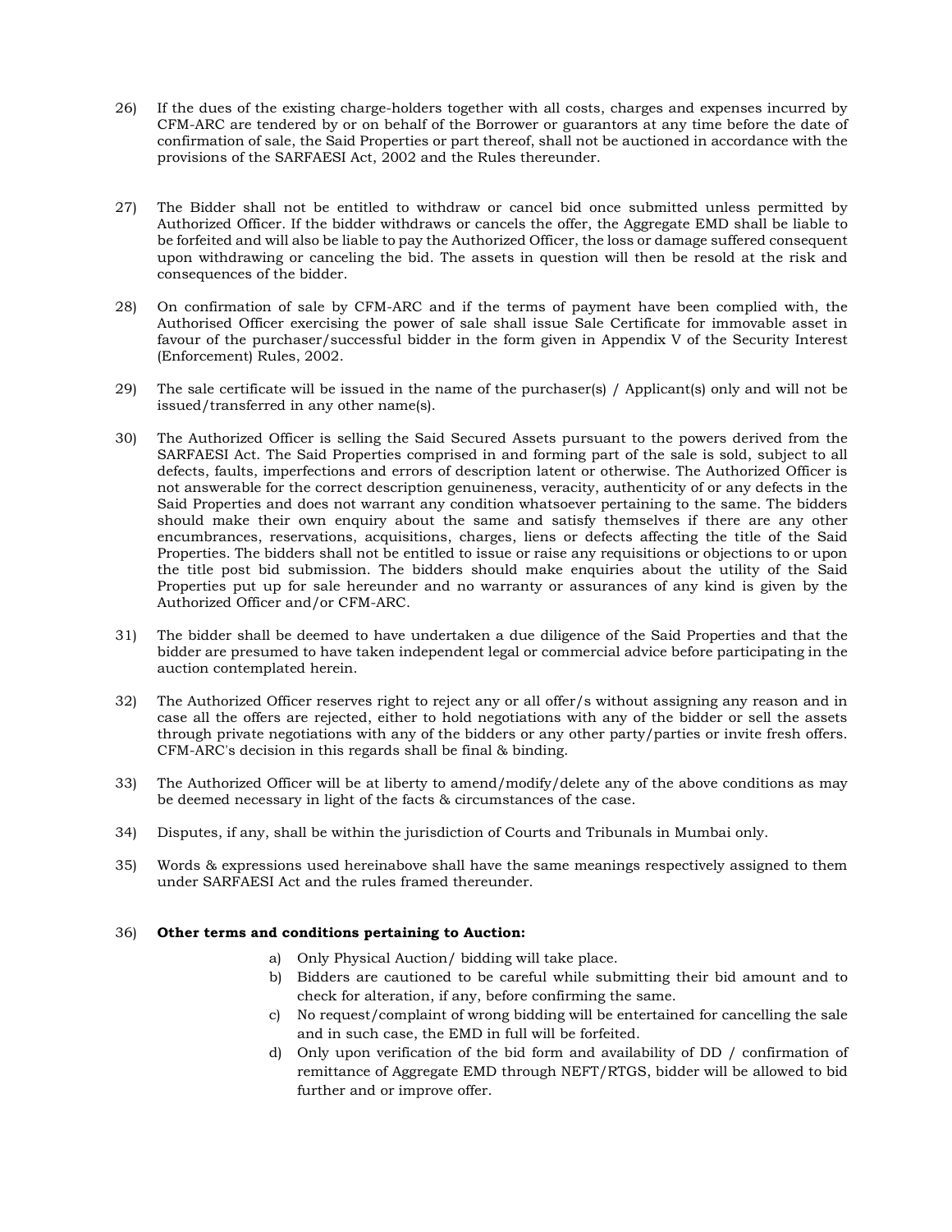26) If the dues of the existing charge-holders together with all costs, charges and expenses incurred by CFM-ARC are tendered by or on behalf of the Borrower or guarantors at any time before the date of confirmation of sale, the Said Properties or part thereof, shall not be auctioned in accordance with the provisions of the SARFAESI Act, 2002 and the Rules thereunder.

27) The Bidder shall not be entitled to withdraw or cancel bid once submitted unless permitted by Authorized Officer. If the bidder withdraws or cancels the offer, the Aggregate EMD shall be liable to be forfeited and will also be liable to pay the Authorized Officer, the loss or damage suffered consequent upon withdrawing or canceling the bid. The assets in question will then be resold at the risk and consequences of the bidder.

28) On confirmation of sale by CFM-ARC and if the terms of payment have been complied with, the Authorised Officer exercising the power of sale shall issue Sale Certificate for immovable asset in favour of the purchaser/successful bidder in the form given in Appendix V of the Security Interest (Enforcement) Rules, 2002.

29) The sale certificate will be issued in the name of the purchaser(s) / Applicant(s) only and will not be issued/transferred in any other name(s).

30) The Authorized Officer is selling the Said Secured Assets pursuant to the powers derived from the SARFAESI Act. The Said Properties comprised in and forming part of the sale is sold, subject to all defects, faults, imperfections and errors of description latent or otherwise. The Authorized Officer is not answerable for the correct description genuineness, veracity, authenticity of or any defects in the Said Properties and does not warrant any condition whatsoever pertaining to the same. The bidders should make their own enquiry about the same and satisfy themselves if there are any other encumbrances, reservations, acquisitions, charges, liens or defects affecting the title of the Said Properties. The bidders shall not be entitled to issue or raise any requisitions or objections to or upon the title post bid submission. The bidders should make enquiries about the utility of the Said Properties put up for sale hereunder and no warranty or assurances of any kind is given by the Authorized Officer and/or CFM-ARC.

31) The bidder shall be deemed to have undertaken a due diligence of the Said Properties and that the bidder are presumed to have taken independent legal or commercial advice before participating in the auction contemplated herein.

32) The Authorized Officer reserves right to reject any or all offer/s without assigning any reason and in case all the offers are rejected, either to hold negotiations with any of the bidder or sell the assets through private negotiations with any of the bidders or any other party/parties or invite fresh offers. CFM-ARC's decision in this regards shall be final & binding.

33) The Authorized Officer will be at liberty to amend/modify/delete any of the above conditions as may be deemed necessary in light of the facts & circumstances of the case.

34) Disputes, if any, shall be within the jurisdiction of Courts and Tribunals in Mumbai only.

35) Words & expressions used hereinabove shall have the same meanings respectively assigned to them under SARFAESI Act and the rules framed thereunder.

36) **Other terms and conditions pertaining to Auction:**

    a) Only Physical Auction/ bidding will take place.
    b) Bidders are cautioned to be careful while submitting their bid amount and to check for alteration, if any, before confirming the same.
    c) No request/complaint of wrong bidding will be entertained for cancelling the sale and in such case, the EMD in full will be forfeited.
    d) Only upon verification of the bid form and availability of DD / confirmation of remittance of Aggregate EMD through NEFT/RTGS, bidder will be allowed to bid further and or improve offer.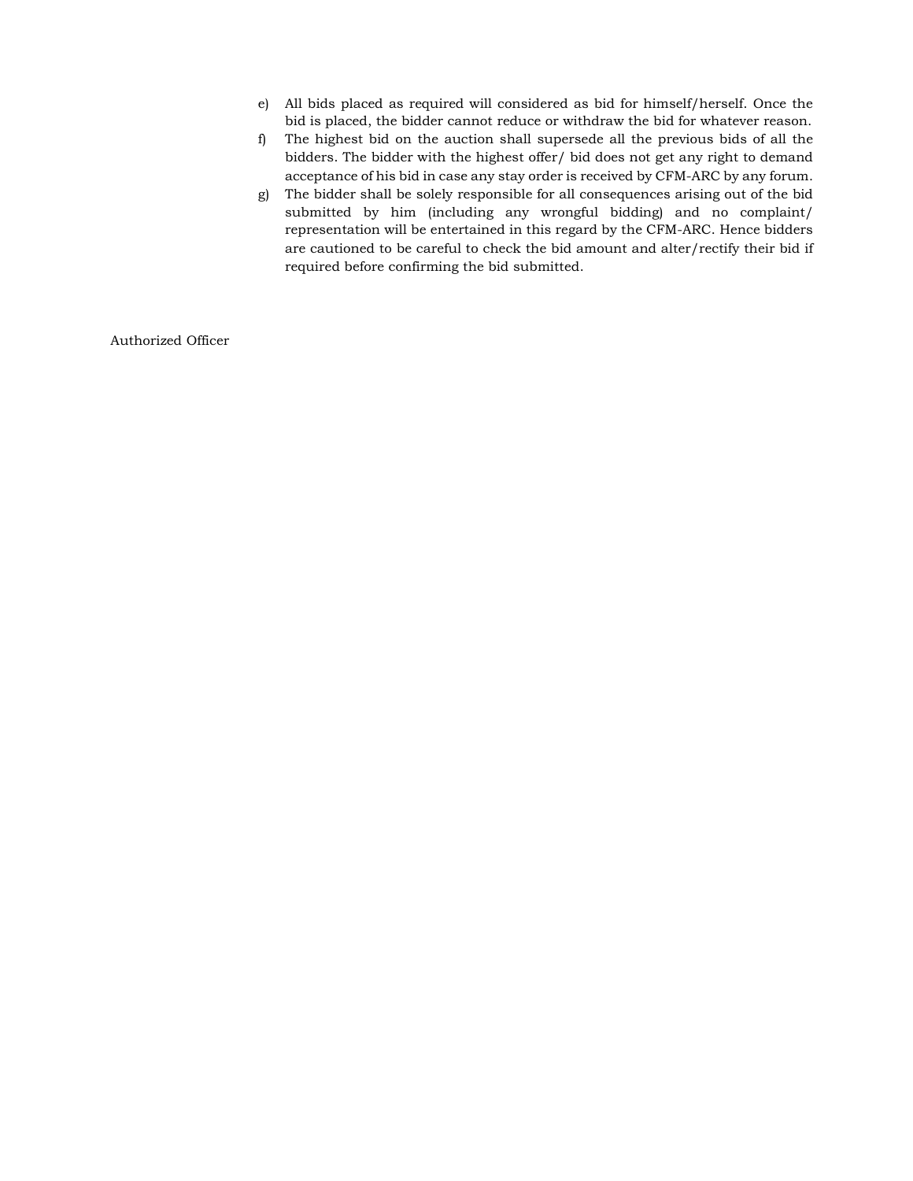e) All bids placed as required will considered as bid for himself/herself. Once the bid is placed, the bidder cannot reduce or withdraw the bid for whatever reason.

f) The highest bid on the auction shall supersede all the previous bids of all the bidders. The bidder with the highest offer/ bid does not get any right to demand acceptance of his bid in case any stay order is received by CFM-ARC by any forum.

g) The bidder shall be solely responsible for all consequences arising out of the bid submitted by him (including any wrongful bidding) and no complaint/ representation will be entertained in this regard by the CFM-ARC. Hence bidders are cautioned to be careful to check the bid amount and alter/rectify their bid if required before confirming the bid submitted.

Authorized Officer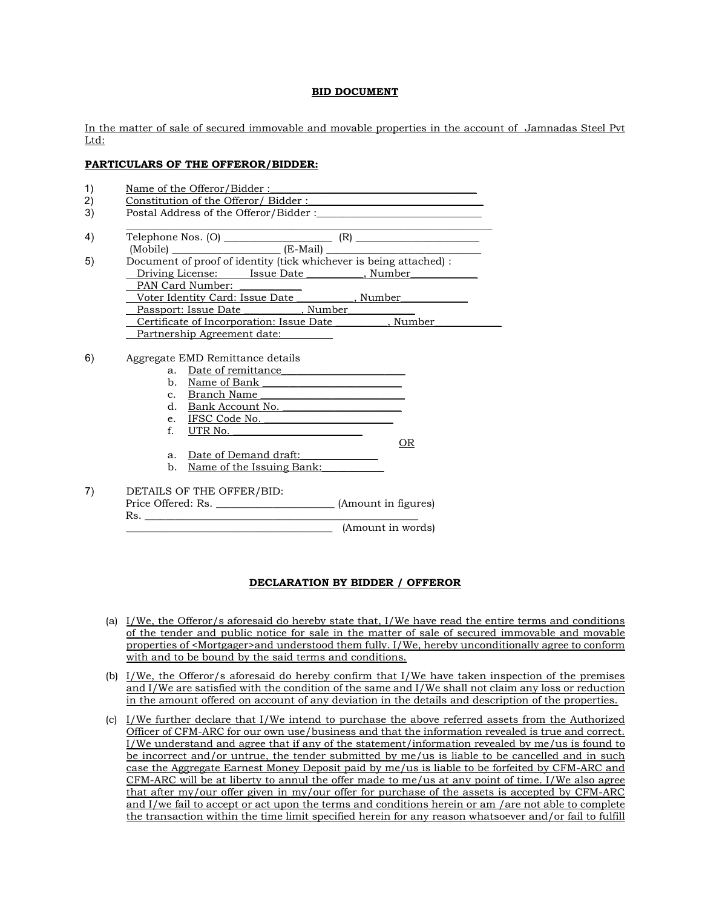**BID DOCUMENT**

In the matter of sale of secured immovable and movable properties in the account of Jamnadas Steel Pvt Ltd:

**PARTICULARS OF THE OFFEROR/BIDDER:**

1) Name of the Offeror/Bidder : ____________________________________

2) Constitution of the Offeror/ Bidder : ________________________________

3) Postal Address of the Offeror/Bidder : ______________________________
   ________________________________________________________________

4) Telephone Nos. (O) ____________________ (R) _______________________
   (Mobile) ____________________ (E-Mail) ___________________________

5) Document of proof of identity (tick whichever is being attached) :
   __ Driving License: Issue Date __________, Number____________
   __ PAN Card Number: ___________
   __ Voter Identity Card: Issue Date __________, Number____________
   __ Passport: Issue Date __________, Number____________
   __ Certificate of Incorporation: Issue Date _________, Number____________
   __ Partnership Agreement date: _________

6) Aggregate EMD Remittance details
   a. Date of remittance______________________
   b. Name of Bank _________________________
   c. Branch Name __________________________
   d. Bank Account No. ______________________
   e. IFSC Code No. _______________________
   f. UTR No. ________________________

   OR

   a. Date of Demand draft:______________
   b. Name of the Issuing Bank:___________

7) DETAILS OF THE OFFER/BID:
   Price Offered: Rs. ______________________ (Amount in figures)
   Rs. ___________________________________________________
   ________________________________________ (Amount in words)

**DECLARATION BY BIDDER / OFFEROR**

(a) I/We, the Offeror/s aforesaid do hereby state that, I/We have read the entire terms and conditions of the tender and public notice for sale in the matter of sale of secured immovable and movable properties of <Mortgager>and understood them fully. I/We, hereby unconditionally agree to conform with and to be bound by the said terms and conditions.

(b) I/We, the Offeror/s aforesaid do hereby confirm that I/We have taken inspection of the premises and I/We are satisfied with the condition of the same and I/We shall not claim any loss or reduction in the amount offered on account of any deviation in the details and description of the properties.

(c) I/We further declare that I/We intend to purchase the above referred assets from the Authorized Officer of CFM-ARC for our own use/business and that the information revealed is true and correct. I/We understand and agree that if any of the statement/information revealed by me/us is found to be incorrect and/or untrue, the tender submitted by me/us is liable to be cancelled and in such case the Aggregate Earnest Money Deposit paid by me/us is liable to be forfeited by CFM-ARC and CFM-ARC will be at liberty to annul the offer made to me/us at any point of time. I/We also agree that after my/our offer given in my/our offer for purchase of the assets is accepted by CFM-ARC and I/we fail to accept or act upon the terms and conditions herein or am /are not able to complete the transaction within the time limit specified herein for any reason whatsoever and/or fail to fulfill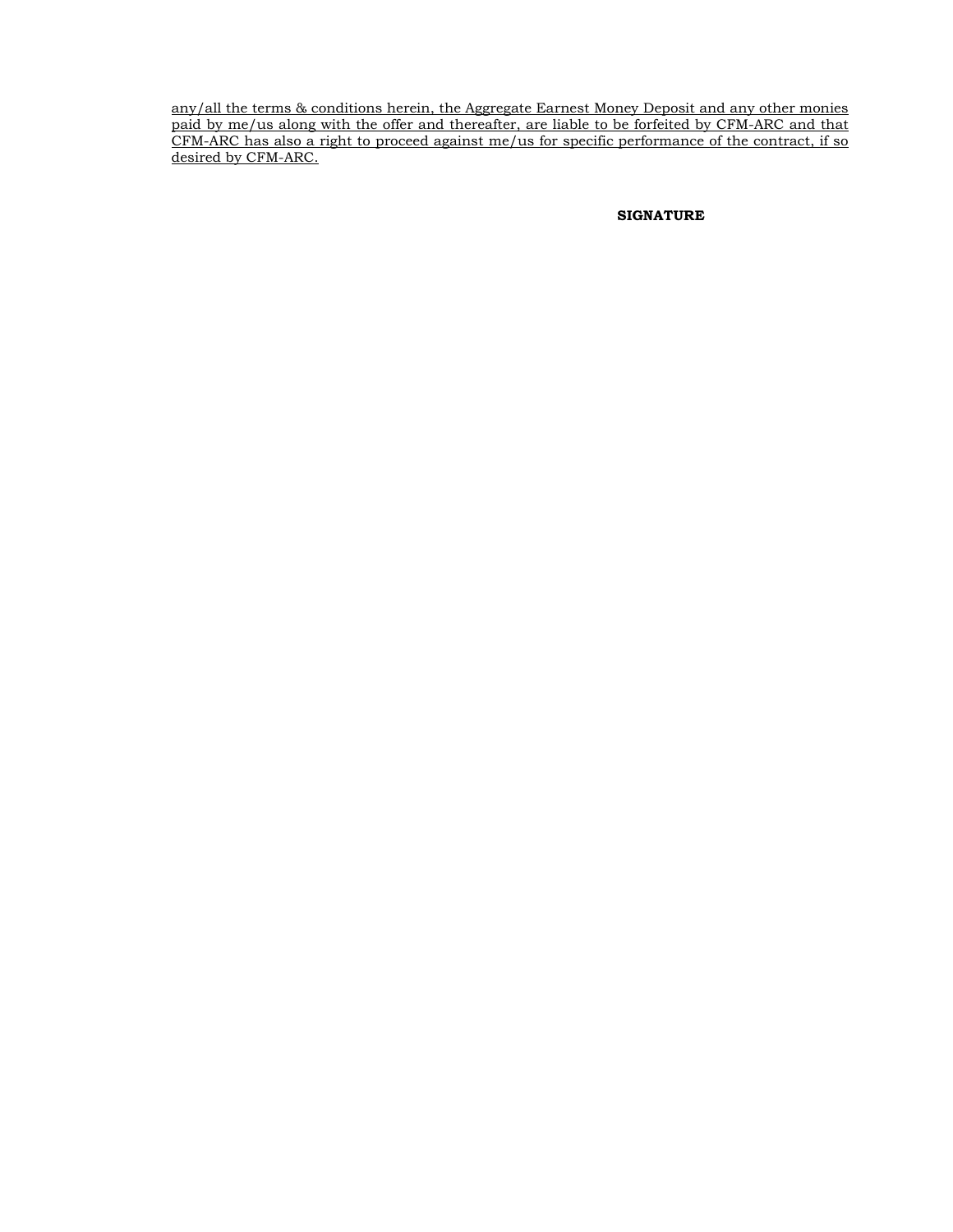<u>any/all the terms & conditions herein, the Aggregate Earnest Money Deposit and any other monies paid by me/us along with the offer and thereafter, are liable to be forfeited by CFM-ARC and that CFM-ARC has also a right to proceed against me/us for specific performance of the contract, if so desired by CFM-ARC.</u>

**SIGNATURE**